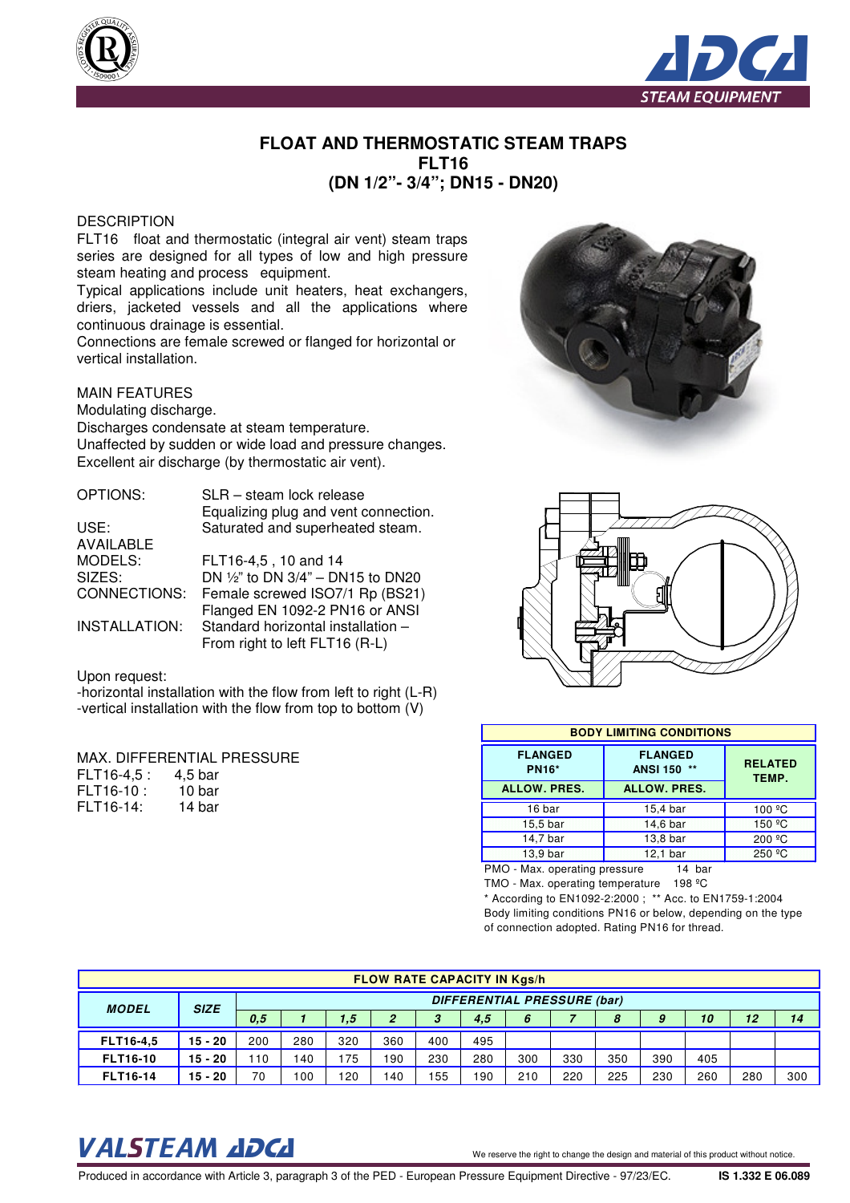# FLOAT AND THERMOSTATIC STEAM TRAPS
# FLT16
# (DN 1/2"- 3/4"; DN15 - DN20)

DESCRIPTION

FLT16 float and thermostatic (integral air vent) steam traps series are designed for all types of low and high pressure steam heating and process equipment.

Typical applications include unit heaters, heat exchangers, driers, jacketed vessels and all the applications where continuous drainage is essential.

Connections are female screwed or flanged for horizontal or vertical installation.

MAIN FEATURES

Modulating discharge.

Discharges condensate at steam temperature.

Unaffected by sudden or wide load and pressure changes.

Excellent air discharge (by thermostatic air vent).

| | |
|---|---|
| OPTIONS: | SLR – steam lock release<br>Equalizing plug and vent connection. |
| USE: | Saturated and superheated steam. |
| AVAILABLE MODELS: | FLT16-4,5 , 10 and 14 |
| SIZES: | DN ½" to DN 3/4" – DN15 to DN20 |
| CONNECTIONS: | Female screwed ISO7/1 Rp (BS21)<br>Flanged EN 1092-2 PN16 or ANSI |
| INSTALLATION: | Standard horizontal installation –<br>From right to left FLT16 (R-L) |

Upon request:

-horizontal installation with the flow from left to right (L-R)

-vertical installation with the flow from top to bottom (V)

MAX. DIFFERENTIAL PRESSURE

| | |
|---|---|
| FLT16-4,5 : | 4,5 bar |
| FLT16-10 : | 10 bar |
| FLT16-14: | 14 bar |

| BODY LIMITING CONDITIONS | | |
|---|---|---|
| FLANGED PN16* ALLOW. PRES. | FLANGED ANSI 150 ** ALLOW. PRES. | RELATED TEMP. |
| 16 bar | 15,4 bar | 100 ºC |
| 15,5 bar | 14,6 bar | 150 ºC |
| 14,7 bar | 13,8 bar | 200 ºC |
| 13,9 bar | 12,1 bar | 250 ºC |

PMO - Max. operating pressure 14 bar

TMO - Max. operating temperature 198 ºC

* According to EN1092-2:2000 ; ** Acc. to EN1759-1:2004

Body limiting conditions PN16 or below, depending on the type of connection adopted. Rating PN16 for thread.

| FLOW RATE CAPACITY IN Kgs/h | | | | | | | | | | | | | | |
|---|---|---|---|---|---|---|---|---|---|---|---|---|---|---|
| **MODEL** | **SIZE** | ***DIFFERENTIAL PRESSURE (bar)*** | | | | | | | | | | | | |
| | | ***0,5*** | ***1*** | ***1,5*** | ***2*** | ***3*** | ***4,5*** | ***6*** | ***7*** | ***8*** | ***9*** | ***10*** | ***12*** | ***14*** |
| **FLT16-4,5** | **15 - 20** | 200 | 280 | 320 | 360 | 400 | 495 | | | | | | | |
| **FLT16-10** | **15 - 20** | 110 | 140 | 175 | 190 | 230 | 280 | 300 | 330 | 350 | 390 | 405 | | |
| **FLT16-14** | **15 - 20** | 70 | 100 | 120 | 140 | 155 | 190 | 210 | 220 | 225 | 230 | 260 | 280 | 300 |

We reserve the right to change the design and material of this product without notice.

Produced in accordance with Article 3, paragraph 3 of the PED - European Pressure Equipment Directive - 97/23/EC. IS 1.332 E 06.089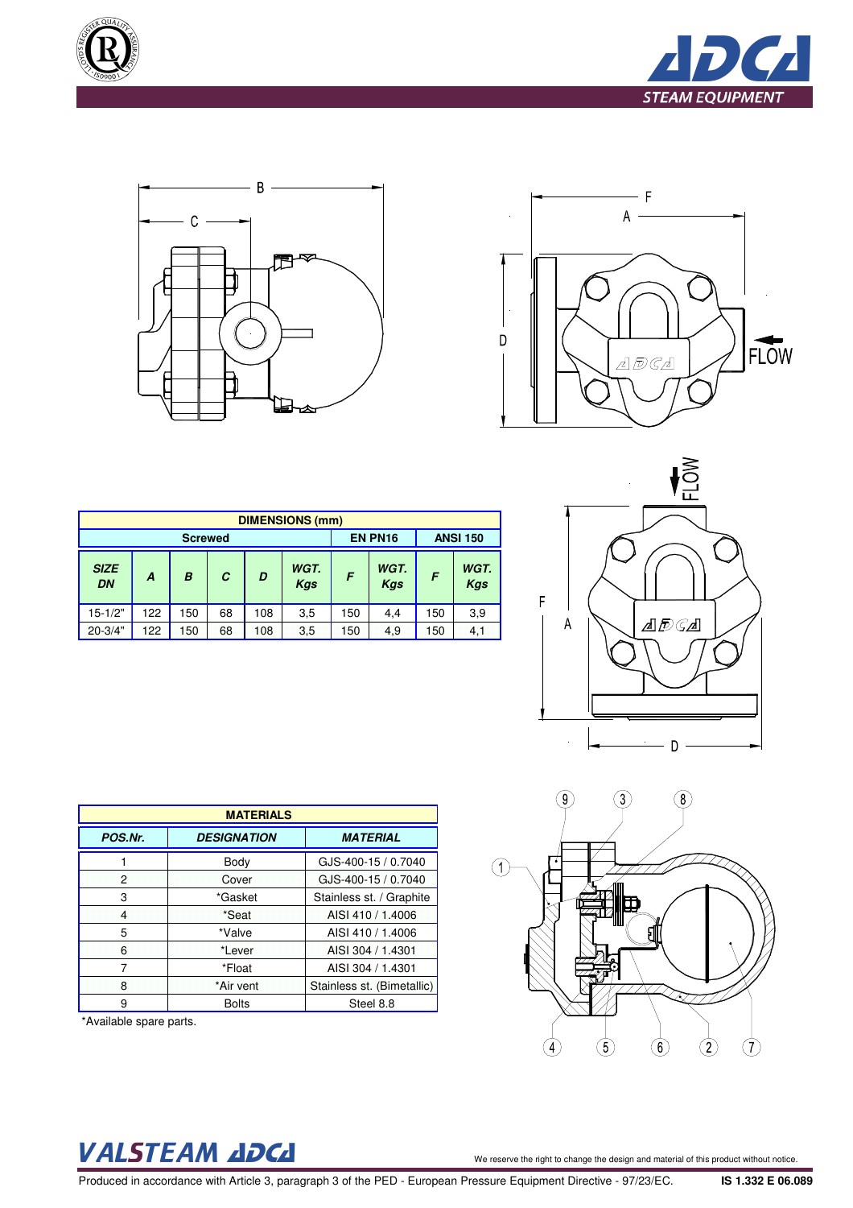| DIMENSIONS (mm) | | | | | | | | | |
|---|---|---|---|---|---|---|---|---|---|
| Screwed | | | | | | EN PN16 | | ANSI 150 | |
| ***SIZE DN*** | ***A*** | ***B*** | ***C*** | ***D*** | ***WGT. Kgs*** | ***F*** | ***WGT. Kgs*** | ***F*** | ***WGT. Kgs*** |
| 15-1/2" | 122 | 150 | 68 | 108 | 3,5 | 150 | 4,4 | 150 | 3,9 |
| 20-3/4" | 122 | 150 | 68 | 108 | 3,5 | 150 | 4,9 | 150 | 4,1 |

| MATERIALS | | |
|---|---|---|
| ***POS.Nr.*** | ***DESIGNATION*** | ***MATERIAL*** |
| 1 | Body | GJS-400-15 / 0.7040 |
| 2 | Cover | GJS-400-15 / 0.7040 |
| 3 | *Gasket | Stainless st. / Graphite |
| 4 | *Seat | AISI 410 / 1.4006 |
| 5 | *Valve | AISI 410 / 1.4006 |
| 6 | *Lever | AISI 304 / 1.4301 |
| 7 | *Float | AISI 304 / 1.4301 |
| 8 | *Air vent | Stainless st. (Bimetallic) |
| 9 | Bolts | Steel 8.8 |

*Available spare parts.

We reserve the right to change the design and material of this product without notice.

Produced in accordance with Article 3, paragraph 3 of the PED - European Pressure Equipment Directive - 97/23/EC.

**IS 1.332 E 06.089**